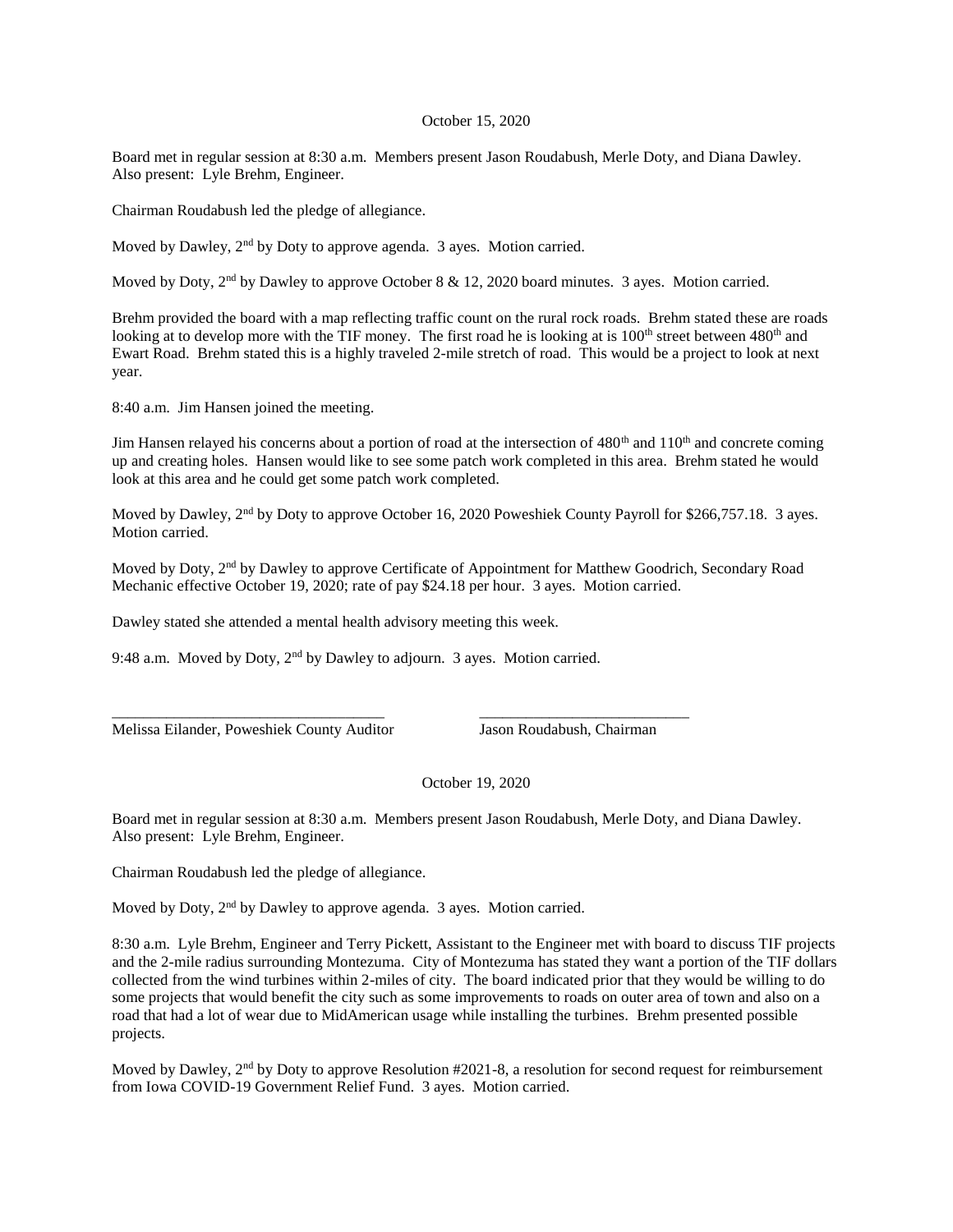October 15, 2020

Board met in regular session at 8:30 a.m. Members present Jason Roudabush, Merle Doty, and Diana Dawley. Also present: Lyle Brehm, Engineer.

Chairman Roudabush led the pledge of allegiance.

Moved by Dawley, 2nd by Doty to approve agenda. 3 ayes. Motion carried.

Moved by Doty, 2nd by Dawley to approve October 8 & 12, 2020 board minutes. 3 ayes. Motion carried.

Brehm provided the board with a map reflecting traffic count on the rural rock roads. Brehm stated these are roads looking at to develop more with the TIF money. The first road he is looking at is 100th street between 480th and Ewart Road. Brehm stated this is a highly traveled 2-mile stretch of road. This would be a project to look at next year.

8:40 a.m. Jim Hansen joined the meeting.

Jim Hansen relayed his concerns about a portion of road at the intersection of 480th and 110th and concrete coming up and creating holes. Hansen would like to see some patch work completed in this area. Brehm stated he would look at this area and he could get some patch work completed.

Moved by Dawley, 2nd by Doty to approve October 16, 2020 Poweshiek County Payroll for $266,757.18. 3 ayes. Motion carried.

Moved by Doty, 2nd by Dawley to approve Certificate of Appointment for Matthew Goodrich, Secondary Road Mechanic effective October 19, 2020; rate of pay $24.18 per hour. 3 ayes. Motion carried.

Dawley stated she attended a mental health advisory meeting this week.

9:48 a.m. Moved by Doty, 2nd by Dawley to adjourn. 3 ayes. Motion carried.

\_\_\_\_\_\_\_\_\_\_\_\_\_\_\_\_\_\_\_\_\_\_\_\_\_\_\_\_\_\_\_\_\_\_\_ \_\_\_\_\_\_\_\_\_\_\_\_\_\_\_\_\_\_\_\_\_\_\_\_\_\_\_

Melissa Eilander, Poweshiek County Auditor Jason Roudabush, Chairman

October 19, 2020

Board met in regular session at 8:30 a.m. Members present Jason Roudabush, Merle Doty, and Diana Dawley. Also present: Lyle Brehm, Engineer.

Chairman Roudabush led the pledge of allegiance.

Moved by Doty, 2nd by Dawley to approve agenda. 3 ayes. Motion carried.

8:30 a.m. Lyle Brehm, Engineer and Terry Pickett, Assistant to the Engineer met with board to discuss TIF projects and the 2-mile radius surrounding Montezuma. City of Montezuma has stated they want a portion of the TIF dollars collected from the wind turbines within 2-miles of city. The board indicated prior that they would be willing to do some projects that would benefit the city such as some improvements to roads on outer area of town and also on a road that had a lot of wear due to MidAmerican usage while installing the turbines. Brehm presented possible projects.

Moved by Dawley, 2nd by Doty to approve Resolution #2021-8, a resolution for second request for reimbursement from Iowa COVID-19 Government Relief Fund. 3 ayes. Motion carried.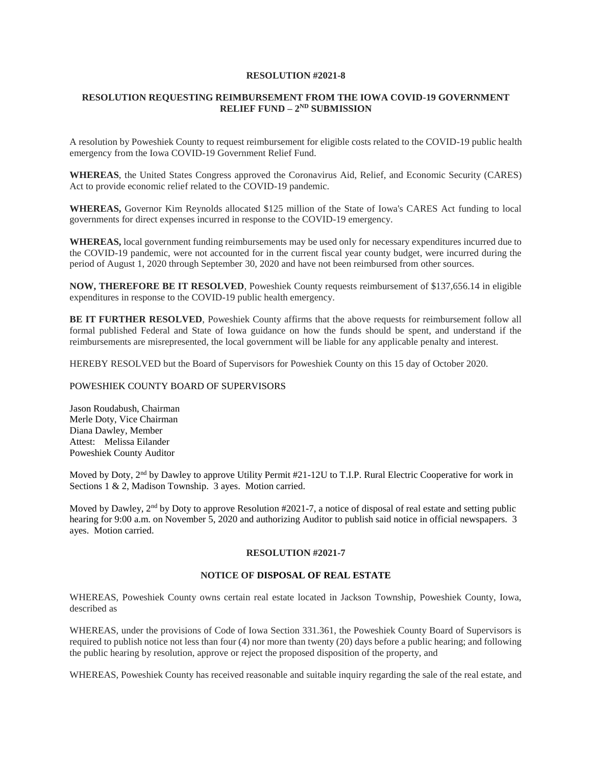**RESOLUTION #2021-8**

**RESOLUTION REQUESTING REIMBURSEMENT FROM THE IOWA COVID-19 GOVERNMENT RELIEF FUND – 2ND SUBMISSION**

A resolution by Poweshiek County to request reimbursement for eligible costs related to the COVID-19 public health emergency from the Iowa COVID-19 Government Relief Fund.

**WHEREAS**, the United States Congress approved the Coronavirus Aid, Relief, and Economic Security (CARES) Act to provide economic relief related to the COVID-19 pandemic.

**WHEREAS,** Governor Kim Reynolds allocated $125 million of the State of Iowa's CARES Act funding to local governments for direct expenses incurred in response to the COVID-19 emergency.

**WHEREAS,** local government funding reimbursements may be used only for necessary expenditures incurred due to the COVID-19 pandemic, were not accounted for in the current fiscal year county budget, were incurred during the period of August 1, 2020 through September 30, 2020 and have not been reimbursed from other sources.

**NOW, THEREFORE BE IT RESOLVED**, Poweshiek County requests reimbursement of $137,656.14 in eligible expenditures in response to the COVID-19 public health emergency.

**BE IT FURTHER RESOLVED**, Poweshiek County affirms that the above requests for reimbursement follow all formal published Federal and State of Iowa guidance on how the funds should be spent, and understand if the reimbursements are misrepresented, the local government will be liable for any applicable penalty and interest.

HEREBY RESOLVED but the Board of Supervisors for Poweshiek County on this 15 day of October 2020.

POWESHIEK COUNTY BOARD OF SUPERVISORS

Jason Roudabush, Chairman
Merle Doty, Vice Chairman
Diana Dawley, Member
Attest: Melissa Eilander
Poweshiek County Auditor

Moved by Doty, 2nd by Dawley to approve Utility Permit #21-12U to T.I.P. Rural Electric Cooperative for work in Sections 1 & 2, Madison Township. 3 ayes. Motion carried.

Moved by Dawley, 2nd by Doty to approve Resolution #2021-7, a notice of disposal of real estate and setting public hearing for 9:00 a.m. on November 5, 2020 and authorizing Auditor to publish said notice in official newspapers. 3 ayes. Motion carried.

**RESOLUTION #2021-7**

**NOTICE OF DISPOSAL OF REAL ESTATE**

WHEREAS, Poweshiek County owns certain real estate located in Jackson Township, Poweshiek County, Iowa, described as

WHEREAS, under the provisions of Code of Iowa Section 331.361, the Poweshiek County Board of Supervisors is required to publish notice not less than four (4) nor more than twenty (20) days before a public hearing; and following the public hearing by resolution, approve or reject the proposed disposition of the property, and

WHEREAS, Poweshiek County has received reasonable and suitable inquiry regarding the sale of the real estate, and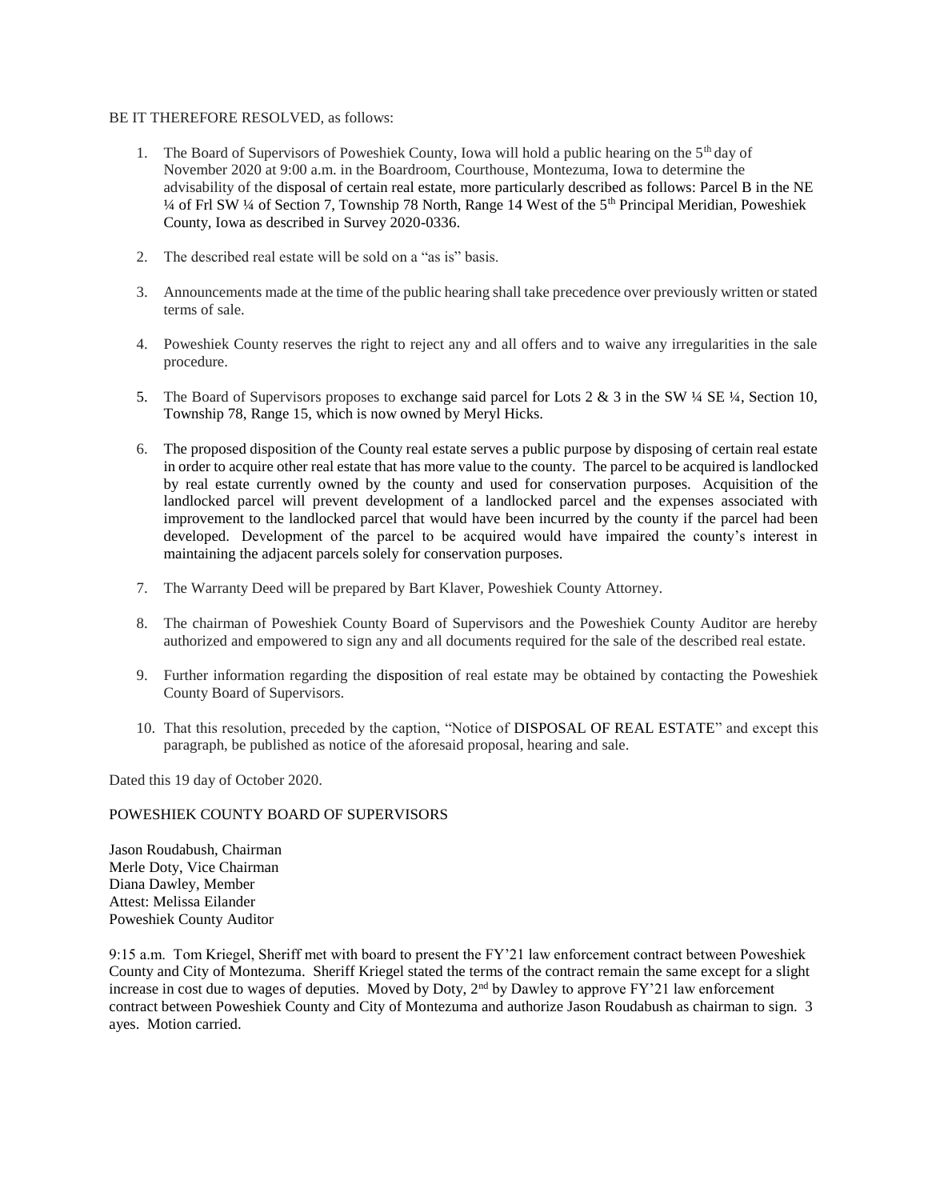BE IT THEREFORE RESOLVED, as follows:

1. The Board of Supervisors of Poweshiek County, Iowa will hold a public hearing on the 5th day of November 2020 at 9:00 a.m. in the Boardroom, Courthouse, Montezuma, Iowa to determine the advisability of the disposal of certain real estate, more particularly described as follows: Parcel B in the NE ¼ of Frl SW ¼ of Section 7, Township 78 North, Range 14 West of the 5th Principal Meridian, Poweshiek County, Iowa as described in Survey 2020-0336.

2. The described real estate will be sold on a "as is" basis.

3. Announcements made at the time of the public hearing shall take precedence over previously written or stated terms of sale.

4. Poweshiek County reserves the right to reject any and all offers and to waive any irregularities in the sale procedure.

5. The Board of Supervisors proposes to exchange said parcel for Lots 2 & 3 in the SW ¼ SE ¼, Section 10, Township 78, Range 15, which is now owned by Meryl Hicks.

6. The proposed disposition of the County real estate serves a public purpose by disposing of certain real estate in order to acquire other real estate that has more value to the county. The parcel to be acquired is landlocked by real estate currently owned by the county and used for conservation purposes. Acquisition of the landlocked parcel will prevent development of a landlocked parcel and the expenses associated with improvement to the landlocked parcel that would have been incurred by the county if the parcel had been developed. Development of the parcel to be acquired would have impaired the county's interest in maintaining the adjacent parcels solely for conservation purposes.

7. The Warranty Deed will be prepared by Bart Klaver, Poweshiek County Attorney.

8. The chairman of Poweshiek County Board of Supervisors and the Poweshiek County Auditor are hereby authorized and empowered to sign any and all documents required for the sale of the described real estate.

9. Further information regarding the disposition of real estate may be obtained by contacting the Poweshiek County Board of Supervisors.

10. That this resolution, preceded by the caption, "Notice of DISPOSAL OF REAL ESTATE" and except this paragraph, be published as notice of the aforesaid proposal, hearing and sale.

Dated this 19 day of October 2020.

POWESHIEK COUNTY BOARD OF SUPERVISORS

Jason Roudabush, Chairman
Merle Doty, Vice Chairman
Diana Dawley, Member
Attest: Melissa Eilander
Poweshiek County Auditor

9:15 a.m. Tom Kriegel, Sheriff met with board to present the FY'21 law enforcement contract between Poweshiek County and City of Montezuma. Sheriff Kriegel stated the terms of the contract remain the same except for a slight increase in cost due to wages of deputies. Moved by Doty, 2nd by Dawley to approve FY'21 law enforcement contract between Poweshiek County and City of Montezuma and authorize Jason Roudabush as chairman to sign. 3 ayes. Motion carried.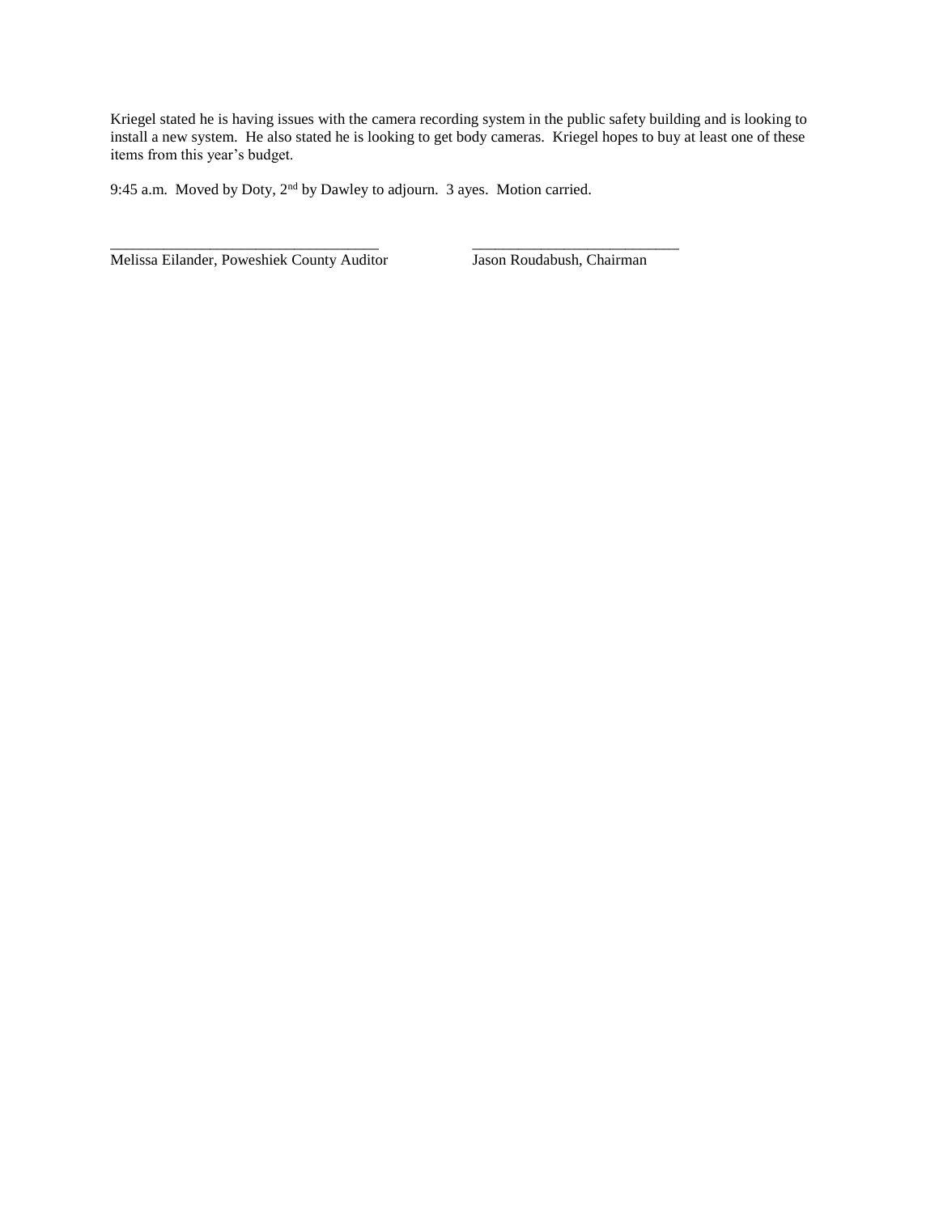Kriegel stated he is having issues with the camera recording system in the public safety building and is looking to install a new system. He also stated he is looking to get body cameras. Kriegel hopes to buy at least one of these items from this year's budget.

9:45 a.m. Moved by Doty, 2nd by Dawley to adjourn. 3 ayes. Motion carried.

| | |
|---|---|
| ___________________________________ | ___________________________ |
| Melissa Eilander, Poweshiek County Auditor | Jason Roudabush, Chairman |